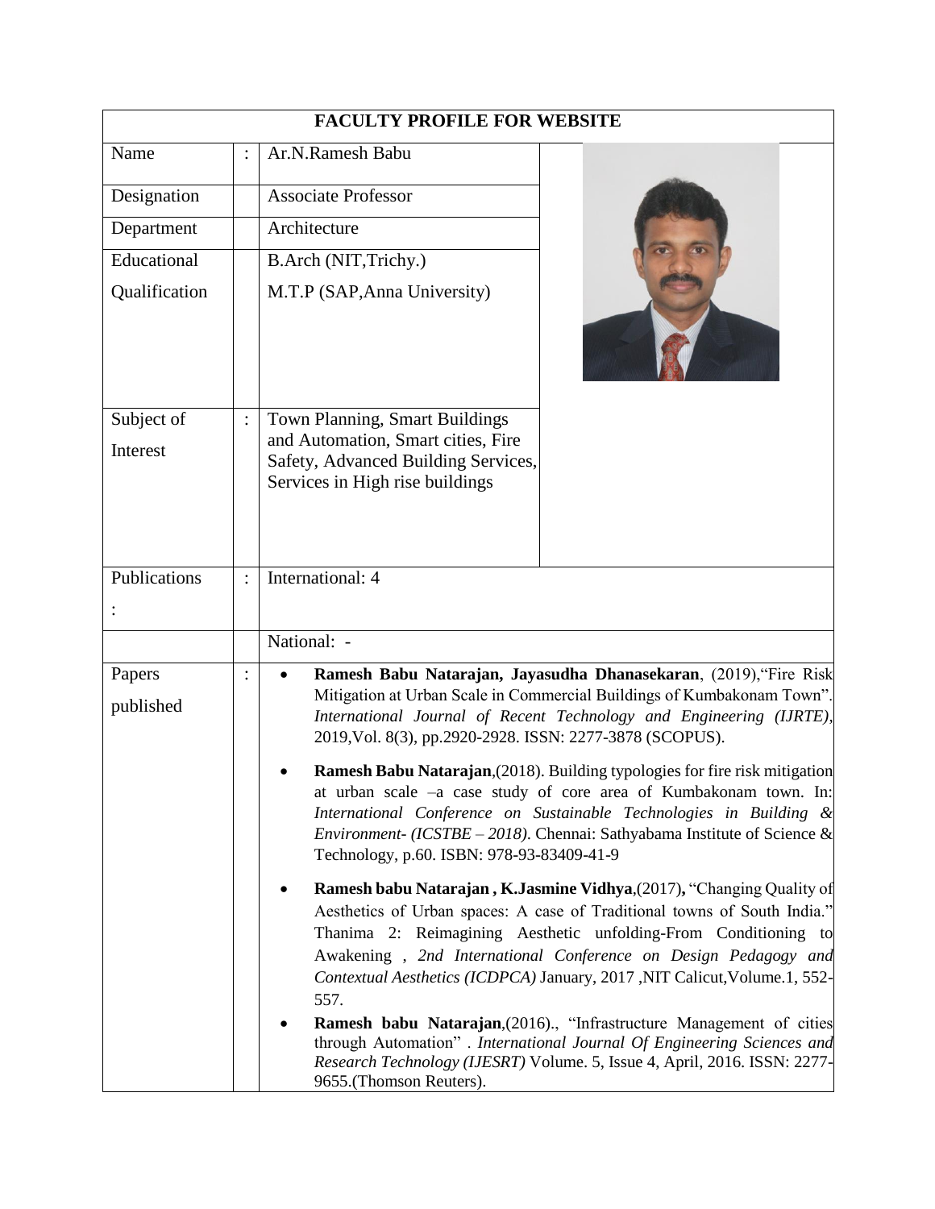# FACULTY PROFILE FOR WEBSITE

| | | |
|---|---|---|
| Name | : | Ar.N.Ramesh Babu |
| Designation | | Associate Professor |
| Department | | Architecture |
| Educational Qualification | | B.Arch (NIT,Trichy.)<br>M.T.P (SAP,Anna University) |
| Subject of Interest | : | Town Planning, Smart Buildings and Automation, Smart cities, Fire Safety, Advanced Building Services, Services in High rise buildings |
| Publications : | : | International: 4 |
| | | National: - |
| Papers published | : | • **Ramesh Babu Natarajan, Jayasudha Dhanasekaran**, (2019),"Fire Risk Mitigation at Urban Scale in Commercial Buildings of Kumbakonam Town". *International Journal of Recent Technology and Engineering (IJRTE)*, 2019,Vol. 8(3), pp.2920-2928. ISSN: 2277-3878 (SCOPUS).<br><br>• **Ramesh Babu Natarajan**,(2018). Building typologies for fire risk mitigation at urban scale –a case study of core area of Kumbakonam town. In: *International Conference on Sustainable Technologies in Building & Environment- (ICSTBE – 2018)*. Chennai: Sathyabama Institute of Science & Technology, p.60. ISBN: 978-93-83409-41-9<br><br>• **Ramesh babu Natarajan , K.Jasmine Vidhya**,(2017)**,** "Changing Quality of Aesthetics of Urban spaces: A case of Traditional towns of South India." Thanima 2: Reimagining Aesthetic unfolding-From Conditioning to Awakening , *2nd International Conference on Design Pedagogy and Contextual Aesthetics (ICDPCA)* January, 2017 ,NIT Calicut,Volume.1, 552-557.<br><br>• **Ramesh babu Natarajan**,(2016)., "Infrastructure Management of cities through Automation" . *International Journal Of Engineering Sciences and Research Technology (IJESRT)* Volume. 5, Issue 4, April, 2016. ISSN: 2277-9655.(Thomson Reuters). |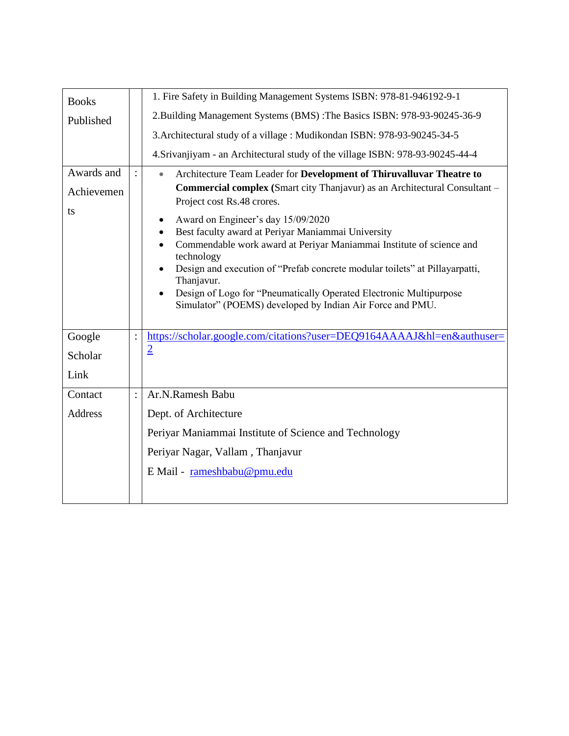| | | |
|---|---|---|
| Books Published | | 1. Fire Safety in Building Management Systems ISBN: 978-81-946192-9-1<br>2.Building Management Systems (BMS) :The Basics ISBN: 978-93-90245-36-9<br>3.Architectural study of a village : Mudikondan ISBN: 978-93-90245-34-5<br>4.Srivanjiyam - an Architectural study of the village ISBN: 978-93-90245-44-4 |
| Award and Achievements | : | • Architecture Team Leader for **Development of Thiruvalluvar Theatre to Commercial complex (**Smart city Thanjavur) as an Architectural Consultant – Project cost Rs.48 crores.<br>• Award on Engineer's day 15/09/2020<br>• Best faculty award at Periyar Maniammai University<br>• Commendable work award at Periyar Maniammai Institute of science and technology<br>• Design and execution of "Prefab concrete modular toilets" at Pillayarpatti, Thanjavur.<br>• Design of Logo for "Pneumatically Operated Electronic Multipurpose Simulator" (POEMS) developed by Indian Air Force and PMU. |
| Google Scholar Link | : | https://scholar.google.com/citations?user=DEQ9164AAAAJ&hl=en&authuser=2 |
| Contact Address | : | Ar.N.Ramesh Babu<br>Dept. of Architecture<br>Periyar Maniammai Institute of Science and Technology<br>Periyar Nagar, Vallam , Thanjavur<br>E Mail - rameshbabu@pmu.edu |